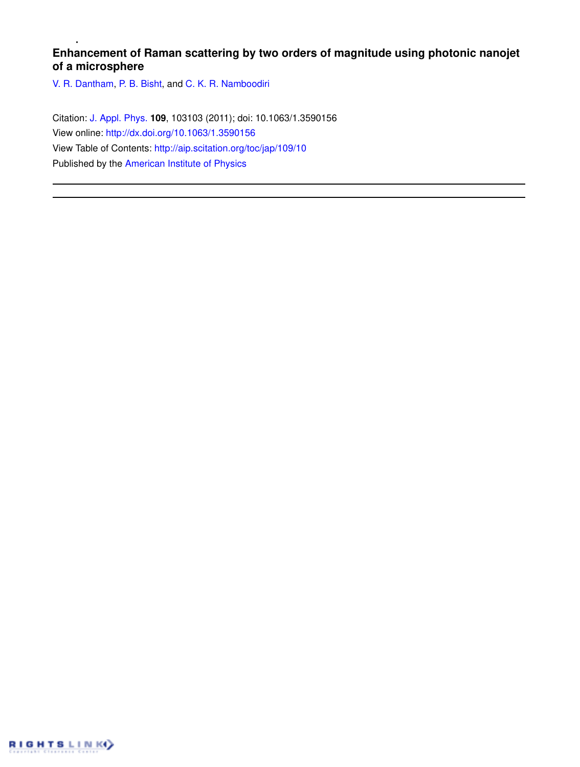# Enhancement of Raman scattering by two orders of magnitude using photonic nanojet of a microsphere

V. R. Dantham, P. B. Bisht, and C. K. R. Namboodiri

Citation: J. Appl. Phys. **109**, 103103 (2011); doi: 10.1063/1.3590156

View online: http://dx.doi.org/10.1063/1.3590156

View Table of Contents: http://aip.scitation.org/toc/jap/109/10

Published by the American Institute of Physics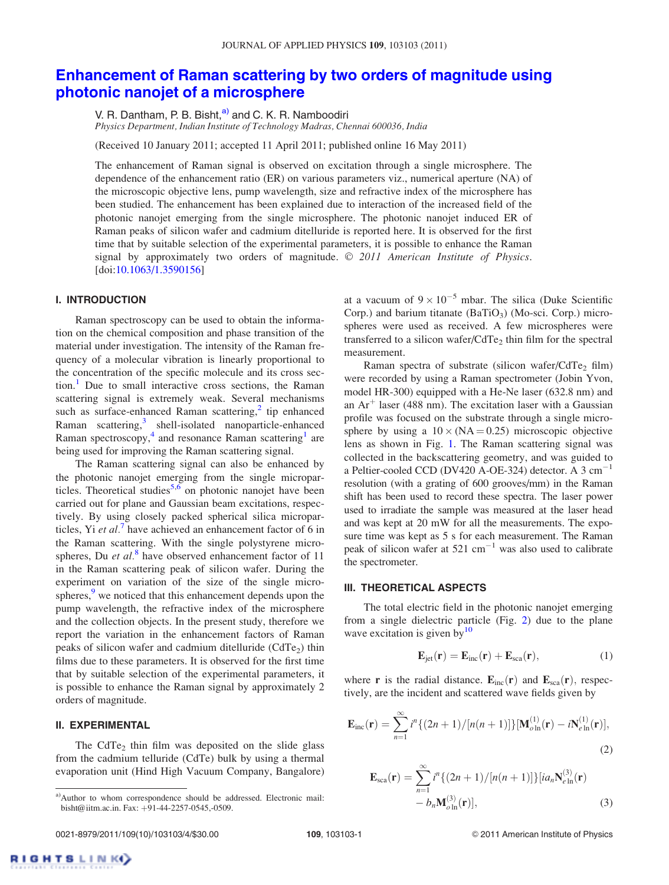# Enhancement of Raman scattering by two orders of magnitude using photonic nanojet of a microsphere

V. R. Dantham, P. B. Bisht,[a)] and C. K. R. Namboodiri

*Physics Department, Indian Institute of Technology Madras, Chennai 600036, India*

(Received 10 January 2011; accepted 11 April 2011; published online 16 May 2011)

The enhancement of Raman signal is observed on excitation through a single microsphere. The dependence of the enhancement ratio (ER) on various parameters viz., numerical aperture (NA) of the microscopic objective lens, pump wavelength, size and refractive index of the microsphere has been studied. The enhancement has been explained due to interaction of the increased field of the photonic nanojet emerging from the single microsphere. The photonic nanojet induced ER of Raman peaks of silicon wafer and cadmium ditelluride is reported here. It is observed for the first time that by suitable selection of the experimental parameters, it is possible to enhance the Raman signal by approximately two orders of magnitude. © 2011 American Institute of Physics. [doi:10.1063/1.3590156]

## I. INTRODUCTION

Raman spectroscopy can be used to obtain the information on the chemical composition and phase transition of the material under investigation. The intensity of the Raman frequency of a molecular vibration is linearly proportional to the concentration of the specific molecule and its cross section.[1] Due to small interactive cross sections, the Raman scattering signal is extremely weak. Several mechanisms such as surface-enhanced Raman scattering,[2] tip enhanced Raman scattering,[3] shell-isolated nanoparticle-enhanced Raman spectroscopy,[4] and resonance Raman scattering[1] are being used for improving the Raman scattering signal.

The Raman scattering signal can also be enhanced by the photonic nanojet emerging from the single microparticles. Theoretical studies[5,6] on photonic nanojet have been carried out for plane and Gaussian beam excitations, respectively. By using closely packed spherical silica microparticles, Yi *et al.*[7] have achieved an enhancement factor of 6 in the Raman scattering. With the single polystyrene microspheres, Du *et al.*[8] have observed enhancement factor of 11 in the Raman scattering peak of silicon wafer. During the experiment on variation of the size of the single microspheres,[9] we noticed that this enhancement depends upon the pump wavelength, the refractive index of the microsphere and the collection objects. In the present study, therefore we report the variation in the enhancement factors of Raman peaks of silicon wafer and cadmium ditelluride ($CdTe_2$) thin films due to these parameters. It is observed for the first time that by suitable selection of the experimental parameters, it is possible to enhance the Raman signal by approximately 2 orders of magnitude.

## II. EXPERIMENTAL

The $CdTe_2$ thin film was deposited on the slide glass from the cadmium telluride (CdTe) bulk by using a thermal evaporation unit (Hind High Vacuum Company, Bangalore) at a vacuum of $9 \times 10^{-5}$ mbar. The silica (Duke Scientific Corp.) and barium titanate ($BaTiO_3$) (Mo-sci. Corp.) microspheres were used as received. A few microspheres were transferred to a silicon wafer/$CdTe_2$ thin film for the spectral measurement.

Raman spectra of substrate (silicon wafer/$CdTe_2$ film) were recorded by using a Raman spectrometer (Jobin Yvon, model HR-300) equipped with a He-Ne laser (632.8 nm) and an $Ar^+$ laser (488 nm). The excitation laser with a Gaussian profile was focused on the substrate through a single microsphere by using a $10\times$ (NA = 0.25) microscopic objective lens as shown in Fig. 1. The Raman scattering signal was collected in the backscattering geometry, and was guided to a Peltier-cooled CCD (DV420 A-OE-324) detector. A 3 $cm^{-1}$ resolution (with a grating of 600 grooves/mm) in the Raman shift has been used to record these spectra. The laser power used to irradiate the sample was measured at the laser head and was kept at 20 mW for all the measurements. The exposure time was kept as 5 s for each measurement. The Raman peak of silicon wafer at 521 $cm^{-1}$ was also used to calibrate the spectrometer.

## III. THEORETICAL ASPECTS

The total electric field in the photonic nanojet emerging from a single dielectric particle (Fig. 2) due to the plane wave excitation is given by[10]

$$\mathbf{E}_{\rm jet}(\mathbf{r}) = \mathbf{E}_{\rm inc}(\mathbf{r}) + \mathbf{E}_{\rm sca}(\mathbf{r}), \tag{1}$$

where $\mathbf{r}$ is the radial distance. $\mathbf{E}_{\rm inc}(\mathbf{r})$ and $\mathbf{E}_{\rm sca}(\mathbf{r})$, respectively, are the incident and scattered wave fields given by

$$\mathbf{E}_{\rm inc}(\mathbf{r}) = \sum_{n=1}^{\infty} i^n\{(2n+1)/[n(n+1)]\}[\mathbf{M}^{(1)}_{o\,1n}(\mathbf{r}) - i\mathbf{N}^{(1)}_{e\,1n}(\mathbf{r})], \tag{2}$$

$$\mathbf{E}_{\rm sca}(\mathbf{r}) = \sum_{n=1}^{\infty} i^n\{(2n+1)/[n(n+1)]\}[ia_n\mathbf{N}^{(3)}_{e\,1n}(\mathbf{r}) - b_n\mathbf{M}^{(3)}_{o\,1n}(\mathbf{r})], \tag{3}$$

---

a) Author to whom correspondence should be addressed. Electronic mail: bisht@iitm.ac.in. Fax: +91-44-2257-0545,-0509.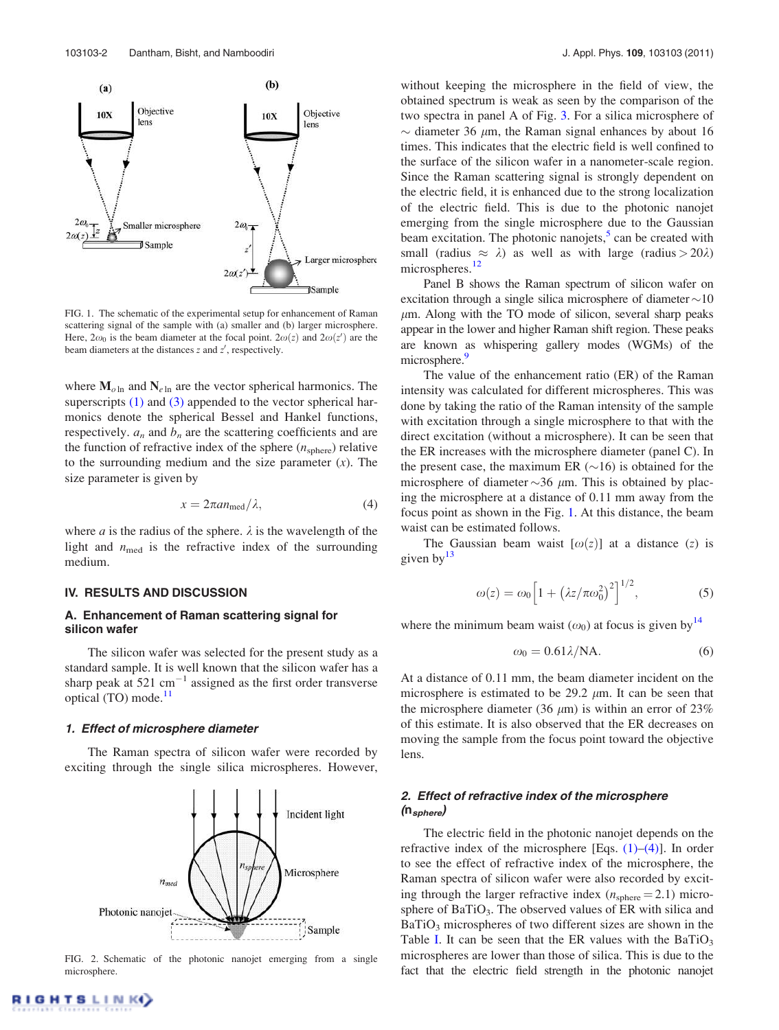FIG. 1. The schematic of the experimental setup for enhancement of Raman scattering signal of the sample with (a) smaller and (b) larger microsphere. Here, $2\omega_0$ is the beam diameter at the focal point. $2\omega(z)$ and $2\omega(z')$ are the beam diameters at the distances $z$ and $z'$, respectively.

where $\mathbf{M}_{o1n}$ and $\mathbf{N}_{e1n}$ are the vector spherical harmonics. The superscripts (1) and (3) appended to the vector spherical harmonics denote the spherical Bessel and Hankel functions, respectively. $a_n$ and $b_n$ are the scattering coefficients and are the function of refractive index of the sphere ($n_{\text{sphere}}$) relative to the surrounding medium and the size parameter ($x$). The size parameter is given by

$$x = 2\pi a n_{\text{med}}/\lambda, \tag{4}$$

where $a$ is the radius of the sphere. $\lambda$ is the wavelength of the light and $n_{\text{med}}$ is the refractive index of the surrounding medium.

## IV. RESULTS AND DISCUSSION

### A. Enhancement of Raman scattering signal for silicon wafer

The silicon wafer was selected for the present study as a standard sample. It is well known that the silicon wafer has a sharp peak at 521 cm$^{-1}$ assigned as the first order transverse optical (TO) mode.[11]

#### *1. Effect of microsphere diameter*

The Raman spectra of silicon wafer were recorded by exciting through the single silica microspheres. However, without keeping the microsphere in the field of view, the obtained spectrum is weak as seen by the comparison of the two spectra in panel A of Fig. 3. For a silica microsphere of $\sim$ diameter 36 $\mu$m, the Raman signal enhances by about 16 times. This indicates that the electric field is well confined to the surface of the silicon wafer in a nanometer-scale region. Since the Raman scattering signal is strongly dependent on the electric field, it is enhanced due to the strong localization of the electric field. This is due to the photonic nanojet emerging from the single microsphere due to the Gaussian beam excitation. The photonic nanojets,[5] can be created with small (radius $\approx$ $\lambda$) as well as with large (radius $> 20\lambda$) microspheres.[12]

FIG. 2. Schematic of the photonic nanojet emerging from a single microsphere.

Panel B shows the Raman spectrum of silicon wafer on excitation through a single silica microsphere of diameter $\sim$10 $\mu$m. Along with the TO mode of silicon, several sharp peaks appear in the lower and higher Raman shift region. These peaks are known as whispering gallery modes (WGMs) of the microsphere.[9]

The value of the enhancement ratio (ER) of the Raman intensity was calculated for different microspheres. This was done by taking the ratio of the Raman intensity of the sample with excitation through a single microsphere to that with the direct excitation (without a microsphere). It can be seen that the ER increases with the microsphere diameter (panel C). In the present case, the maximum ER ($\sim$16) is obtained for the microsphere of diameter $\sim$36 $\mu$m. This is obtained by placing the microsphere at a distance of 0.11 mm away from the focus point as shown in the Fig. 1. At this distance, the beam waist can be estimated follows.

The Gaussian beam waist [$\omega(z)$] at a distance ($z$) is given by[13]

$$\omega(z) = \omega_0\left[1 + \left(\lambda z/\pi\omega_0^2\right)^2\right]^{1/2}, \tag{5}$$

where the minimum beam waist ($\omega_0$) at focus is given by[14]

$$\omega_0 = 0.61\lambda/\text{NA}. \tag{6}$$

At a distance of 0.11 mm, the beam diameter incident on the microsphere is estimated to be 29.2 $\mu$m. It can be seen that the microsphere diameter (36 $\mu$m) is within an error of 23% of this estimate. It is also observed that the ER decreases on moving the sample from the focus point toward the objective lens.

#### *2. Effect of refractive index of the microsphere ($n_{sphere}$)*

The electric field in the photonic nanojet depends on the refractive index of the microsphere [Eqs. (1)–(4)]. In order to see the effect of refractive index of the microsphere, the Raman spectra of silicon wafer were also recorded by exciting through the larger refractive index ($n_{\text{sphere}} = 2.1$) microsphere of $BaTiO_3$. The observed values of ER with silica and $BaTiO_3$ microspheres of two different sizes are shown in the Table I. It can be seen that the ER values with the $BaTiO_3$ microspheres are lower than those of silica. This is due to the fact that the electric field strength in the photonic nanojet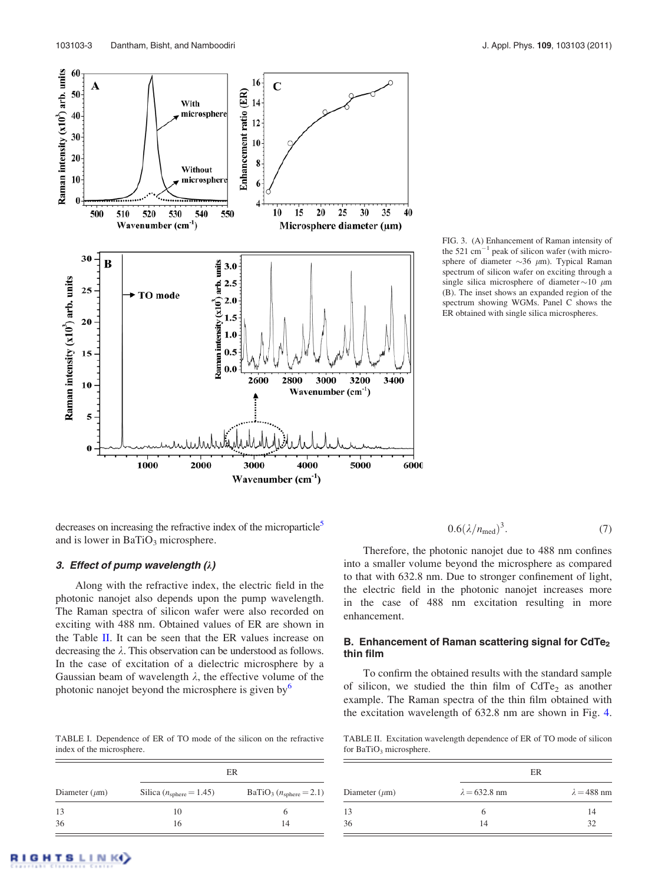FIG. 3. (A) Enhancement of Raman intensity of the 521 cm$^{-1}$ peak of silicon wafer (with microsphere of diameter ∼36 μm). Typical Raman spectrum of silicon wafer on exciting through a single silica microsphere of diameter ∼10 μm (B). The inset shows an expanded region of the spectrum showing WGMs. Panel C shows the ER obtained with single silica microspheres.

decreases on increasing the refractive index of the microparticle[5] and is lower in $BaTiO_3$ microsphere.

### 3. Effect of pump wavelength (λ)

Along with the refractive index, the electric field in the photonic nanojet also depends upon the pump wavelength. The Raman spectra of silicon wafer were also recorded on exciting with 488 nm. Obtained values of ER are shown in the Table II. It can be seen that the ER values increase on decreasing the λ. This observation can be understood as follows. In the case of excitation of a dielectric microsphere by a Gaussian beam of wavelength λ, the effective volume of the photonic nanojet beyond the microsphere is given by[6]

$$0.6(\lambda/n_{\mathrm{med}})^3. \tag{7}$$

Therefore, the photonic nanojet due to 488 nm confines into a smaller volume beyond the microsphere as compared to that with 632.8 nm. Due to stronger confinement of light, the electric field in the photonic nanojet increases more in the case of 488 nm excitation resulting in more enhancement.

## B. Enhancement of Raman scattering signal for $CdTe_2$ thin film

To confirm the obtained results with the standard sample of silicon, we studied the thin film of $CdTe_2$ as another example. The Raman spectra of the thin film obtained with the excitation wavelength of 632.8 nm are shown in Fig. 4.

TABLE I. Dependence of ER of TO mode of the silicon on the refractive index of the microsphere.

| | ER | |
|---|---|---|
| Diameter (μm) | Silica ($n_{\mathrm{sphere}} = 1.45$) | $BaTiO_3$ ($n_{\mathrm{sphere}} = 2.1$) |
| 13 | 10 | 6 |
| 36 | 16 | 14 |

TABLE II. Excitation wavelength dependence of ER of TO mode of silicon for $BaTiO_3$ microsphere.

| | ER | |
|---|---|---|
| Diameter (μm) | $\lambda = 632.8$ nm | $\lambda = 488$ nm |
| 13 | 6 | 14 |
| 36 | 14 | 32 |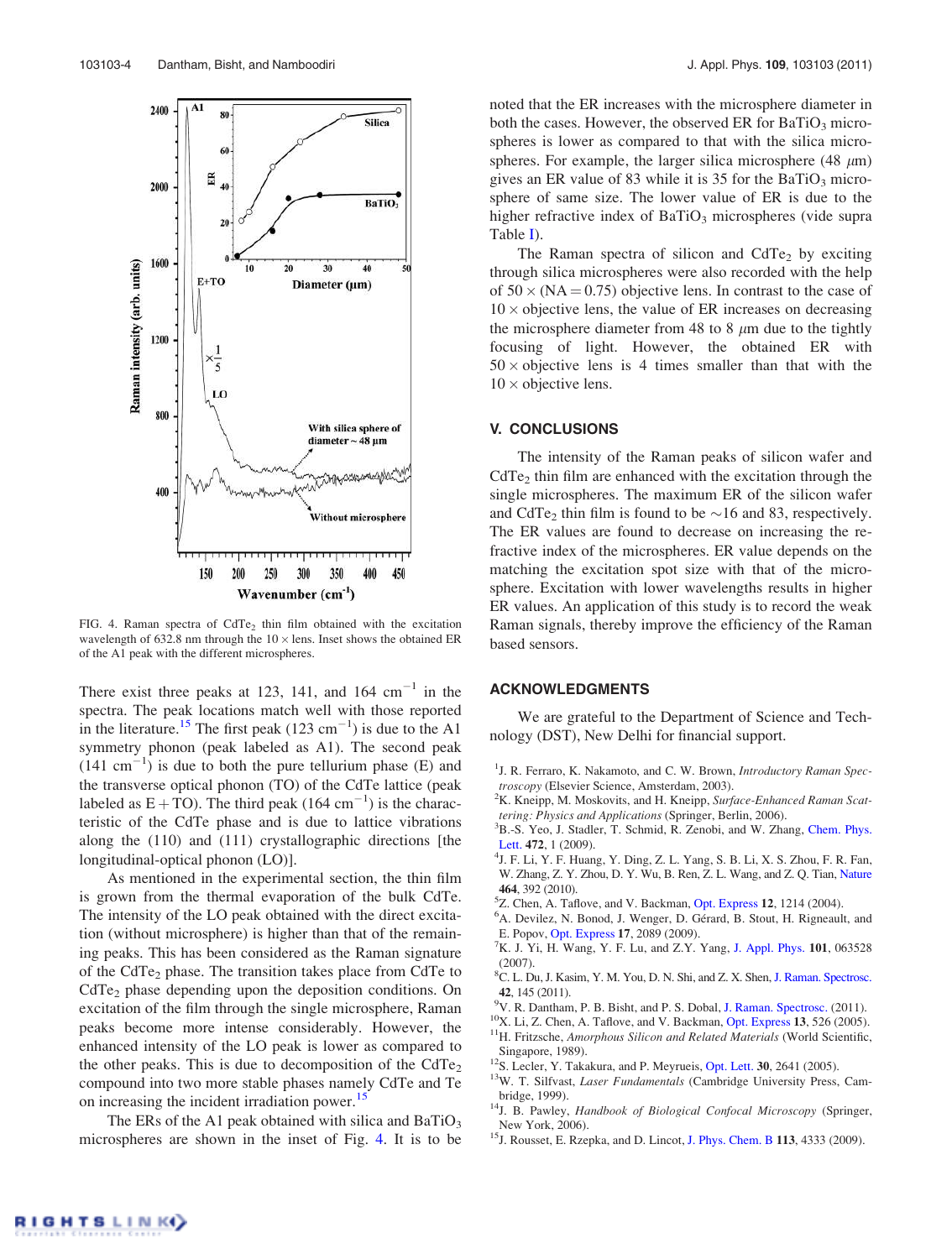A1

Silica

$BaTiO_3$

ER

Diameter (μm)

E+TO

$\times\frac{1}{5}$

LO

With silica sphere of diameter ~ 48 μm

Without microsphere

Raman intensity (arb. units)

Wavenumber (cm$^{-1}$)

FIG. 4. Raman spectra of $CdTe_2$ thin film obtained with the excitation wavelength of 632.8 nm through the 10 × lens. Inset shows the obtained ER of the A1 peak with the different microspheres.

There exist three peaks at 123, 141, and 164 cm$^{-1}$ in the spectra. The peak locations match well with those reported in the literature.[15] The first peak (123 cm$^{-1}$) is due to the A1 symmetry phonon (peak labeled as A1). The second peak (141 cm$^{-1}$) is due to both the pure tellurium phase (E) and the transverse optical phonon (TO) of the CdTe lattice (peak labeled as E + TO). The third peak (164 cm$^{-1}$) is the characteristic of the CdTe phase and is due to lattice vibrations along the (110) and (111) crystallographic directions [the longitudinal-optical phonon (LO)].

As mentioned in the experimental section, the thin film is grown from the thermal evaporation of the bulk CdTe. The intensity of the LO peak obtained with the direct excitation (without microsphere) is higher than that of the remaining peaks. This has been considered as the Raman signature of the $CdTe_2$ phase. The transition takes place from CdTe to $CdTe_2$ phase depending upon the deposition conditions. On excitation of the film through the single microsphere, Raman peaks become more intense considerably. However, the enhanced intensity of the LO peak is lower as compared to the other peaks. This is due to decomposition of the $CdTe_2$ compound into two more stable phases namely CdTe and Te on increasing the incident irradiation power.[15]

The ERs of the A1 peak obtained with silica and $BaTiO_3$ microspheres are shown in the inset of Fig. 4. It is to be noted that the ER increases with the microsphere diameter in both the cases. However, the observed ER for $BaTiO_3$ microspheres is lower as compared to that with the silica microspheres. For example, the larger silica microsphere (48 μm) gives an ER value of 83 while it is 35 for the $BaTiO_3$ microsphere of same size. The lower value of ER is due to the higher refractive index of $BaTiO_3$ microspheres (vide supra Table I).

The Raman spectra of silicon and $CdTe_2$ by exciting through silica microspheres were also recorded with the help of 50 × (NA = 0.75) objective lens. In contrast to the case of 10 × objective lens, the value of ER increases on decreasing the microsphere diameter from 48 to 8 μm due to the tightly focusing of light. However, the obtained ER with 50 × objective lens is 4 times smaller than that with the 10 × objective lens.

## V. CONCLUSIONS

The intensity of the Raman peaks of silicon wafer and $CdTe_2$ thin film are enhanced with the excitation through the single microspheres. The maximum ER of the silicon wafer and $CdTe_2$ thin film is found to be ~16 and 83, respectively. The ER values are found to decrease on increasing the refractive index of the microspheres. ER value depends on the matching the excitation spot size with that of the microsphere. Excitation with lower wavelengths results in higher ER values. An application of this study is to record the weak Raman signals, thereby improve the efficiency of the Raman based sensors.

## ACKNOWLEDGMENTS

We are grateful to the Department of Science and Technology (DST), New Delhi for financial support.

[1] J. R. Ferraro, K. Nakamoto, and C. W. Brown, *Introductory Raman Spectroscopy* (Elsevier Science, Amsterdam, 2003).
[2] K. Kneipp, M. Moskovits, and H. Kneipp, *Surface-Enhanced Raman Scattering: Physics and Applications* (Springer, Berlin, 2006).
[3] B.-S. Yeo, J. Stadler, T. Schmid, R. Zenobi, and W. Zhang, Chem. Phys. Lett. **472**, 1 (2009).
[4] J. F. Li, Y. F. Huang, Y. Ding, Z. L. Yang, S. B. Li, X. S. Zhou, F. R. Fan, W. Zhang, Z. Y. Zhou, D. Y. Wu, B. Ren, Z. L. Wang, and Z. Q. Tian, Nature **464**, 392 (2010).
[5] Z. Chen, A. Taflove, and V. Backman, Opt. Express **12**, 1214 (2004).
[6] A. Devilez, N. Bonod, J. Wenger, D. Gérard, B. Stout, H. Rigneault, and E. Popov, Opt. Express **17**, 2089 (2009).
[7] K. J. Yi, H. Wang, Y. F. Lu, and Z.Y. Yang, J. Appl. Phys. **101**, 063528 (2007).
[8] C. L. Du, J. Kasim, Y. M. You, D. N. Shi, and Z. X. Shen, J. Raman. Spectrosc. **42**, 145 (2011).
[9] V. R. Dantham, P. B. Bisht, and P. S. Dobal, J. Raman. Spectrosc. (2011).
[10] X. Li, Z. Chen, A. Taflove, and V. Backman, Opt. Express **13**, 526 (2005).
[11] H. Fritzsche, *Amorphous Silicon and Related Materials* (World Scientific, Singapore, 1989).
[12] S. Lecler, Y. Takakura, and P. Meyrueis, Opt. Lett. **30**, 2641 (2005).
[13] W. T. Silfvast, *Laser Fundamentals* (Cambridge University Press, Cambridge, 1999).
[14] J. B. Pawley, *Handbook of Biological Confocal Microscopy* (Springer, New York, 2006).
[15] J. Rousset, E. Rzepka, and D. Lincot, J. Phys. Chem. B **113**, 4333 (2009).